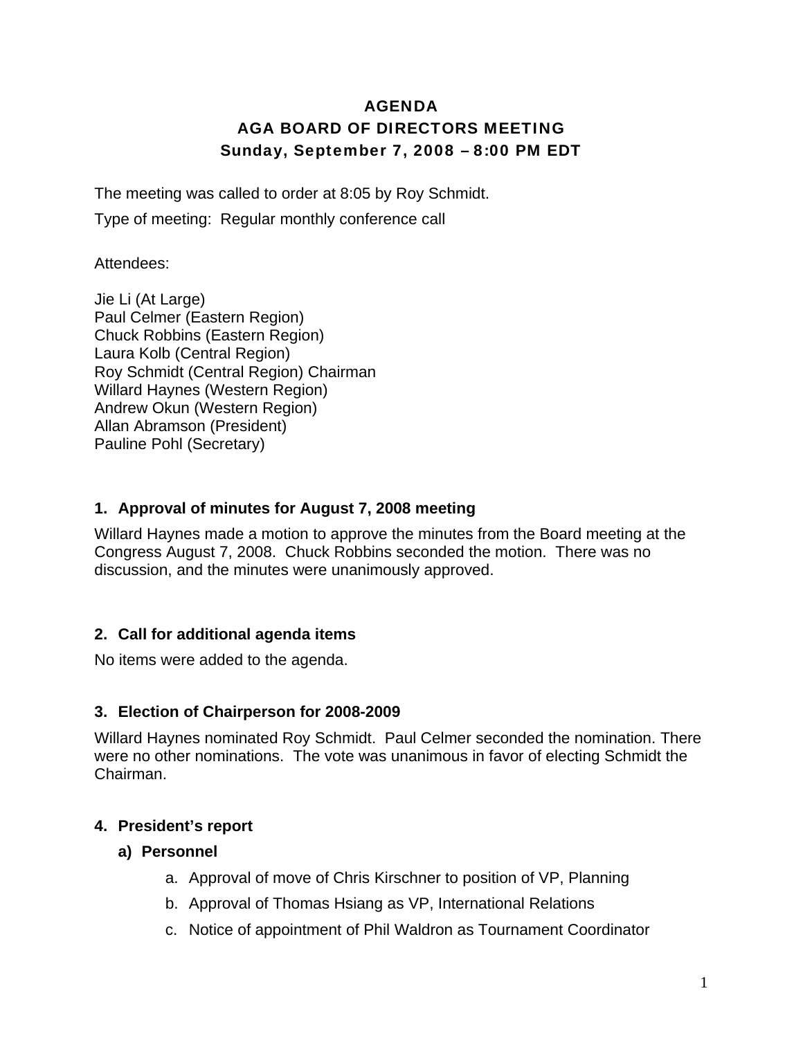# AGENDA
## AGA BOARD OF DIRECTORS MEETING
### Sunday, September 7, 2008 – 8:00 PM EDT

The meeting was called to order at 8:05 by Roy Schmidt.

Type of meeting: Regular monthly conference call

Attendees:

Jie Li (At Large)
Paul Celmer (Eastern Region)
Chuck Robbins (Eastern Region)
Laura Kolb (Central Region)
Roy Schmidt (Central Region) Chairman
Willard Haynes (Western Region)
Andrew Okun (Western Region)
Allan Abramson (President)
Pauline Pohl (Secretary)

### 1. Approval of minutes for August 7, 2008 meeting

Willard Haynes made a motion to approve the minutes from the Board meeting at the Congress August 7, 2008. Chuck Robbins seconded the motion. There was no discussion, and the minutes were unanimously approved.

### 2. Call for additional agenda items

No items were added to the agenda.

### 3. Election of Chairperson for 2008-2009

Willard Haynes nominated Roy Schmidt. Paul Celmer seconded the nomination. There were no other nominations. The vote was unanimous in favor of electing Schmidt the Chairman.

### 4. President's report

**a) Personnel**

a. Approval of move of Chris Kirschner to position of VP, Planning
b. Approval of Thomas Hsiang as VP, International Relations
c. Notice of appointment of Phil Waldron as Tournament Coordinator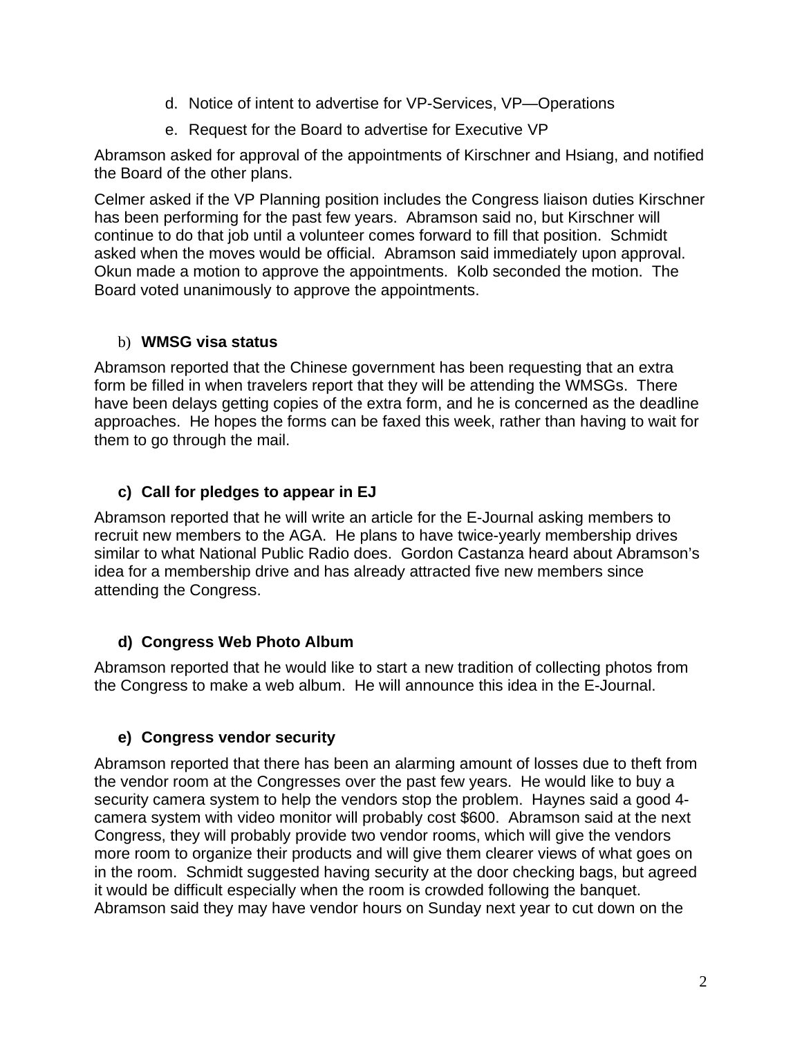d. Notice of intent to advertise for VP-Services, VP—Operations
e. Request for the Board to advertise for Executive VP

Abramson asked for approval of the appointments of Kirschner and Hsiang, and notified the Board of the other plans.

Celmer asked if the VP Planning position includes the Congress liaison duties Kirschner has been performing for the past few years. Abramson said no, but Kirschner will continue to do that job until a volunteer comes forward to fill that position. Schmidt asked when the moves would be official. Abramson said immediately upon approval. Okun made a motion to approve the appointments. Kolb seconded the motion. The Board voted unanimously to approve the appointments.

### b) WMSG visa status

Abramson reported that the Chinese government has been requesting that an extra form be filled in when travelers report that they will be attending the WMSGs. There have been delays getting copies of the extra form, and he is concerned as the deadline approaches. He hopes the forms can be faxed this week, rather than having to wait for them to go through the mail.

### c) Call for pledges to appear in EJ

Abramson reported that he will write an article for the E-Journal asking members to recruit new members to the AGA. He plans to have twice-yearly membership drives similar to what National Public Radio does. Gordon Castanza heard about Abramson's idea for a membership drive and has already attracted five new members since attending the Congress.

### d) Congress Web Photo Album

Abramson reported that he would like to start a new tradition of collecting photos from the Congress to make a web album. He will announce this idea in the E-Journal.

### e) Congress vendor security

Abramson reported that there has been an alarming amount of losses due to theft from the vendor room at the Congresses over the past few years. He would like to buy a security camera system to help the vendors stop the problem. Haynes said a good 4-camera system with video monitor will probably cost $600. Abramson said at the next Congress, they will probably provide two vendor rooms, which will give the vendors more room to organize their products and will give them clearer views of what goes on in the room. Schmidt suggested having security at the door checking bags, but agreed it would be difficult especially when the room is crowded following the banquet. Abramson said they may have vendor hours on Sunday next year to cut down on the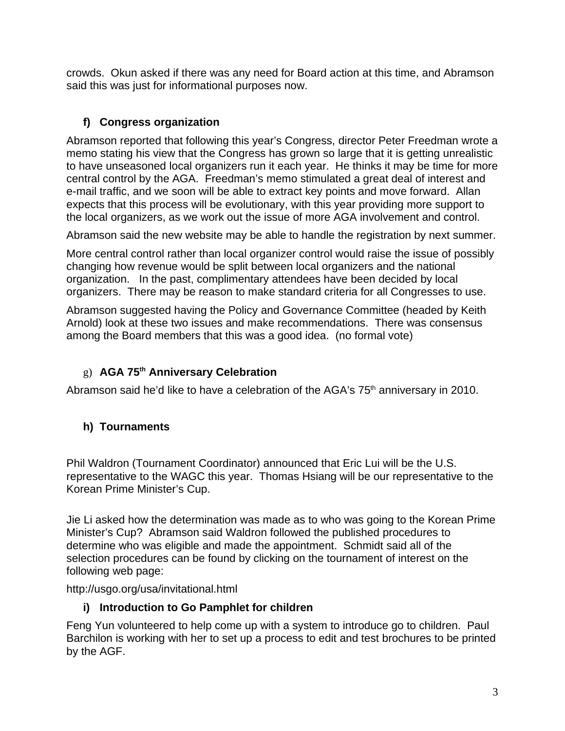crowds. Okun asked if there was any need for Board action at this time, and Abramson said this was just for informational purposes now.

### f) Congress organization

Abramson reported that following this year's Congress, director Peter Freedman wrote a memo stating his view that the Congress has grown so large that it is getting unrealistic to have unseasoned local organizers run it each year. He thinks it may be time for more central control by the AGA. Freedman's memo stimulated a great deal of interest and e-mail traffic, and we soon will be able to extract key points and move forward. Allan expects that this process will be evolutionary, with this year providing more support to the local organizers, as we work out the issue of more AGA involvement and control.

Abramson said the new website may be able to handle the registration by next summer.

More central control rather than local organizer control would raise the issue of possibly changing how revenue would be split between local organizers and the national organization. In the past, complimentary attendees have been decided by local organizers. There may be reason to make standard criteria for all Congresses to use.

Abramson suggested having the Policy and Governance Committee (headed by Keith Arnold) look at these two issues and make recommendations. There was consensus among the Board members that this was a good idea. (no formal vote)

### g) AGA 75th Anniversary Celebration

Abramson said he'd like to have a celebration of the AGA's 75th anniversary in 2010.

### h) Tournaments

Phil Waldron (Tournament Coordinator) announced that Eric Lui will be the U.S. representative to the WAGC this year. Thomas Hsiang will be our representative to the Korean Prime Minister's Cup.

Jie Li asked how the determination was made as to who was going to the Korean Prime Minister's Cup? Abramson said Waldron followed the published procedures to determine who was eligible and made the appointment. Schmidt said all of the selection procedures can be found by clicking on the tournament of interest on the following web page:

http://usgo.org/usa/invitational.html

### i) Introduction to Go Pamphlet for children

Feng Yun volunteered to help come up with a system to introduce go to children. Paul Barchilon is working with her to set up a process to edit and test brochures to be printed by the AGF.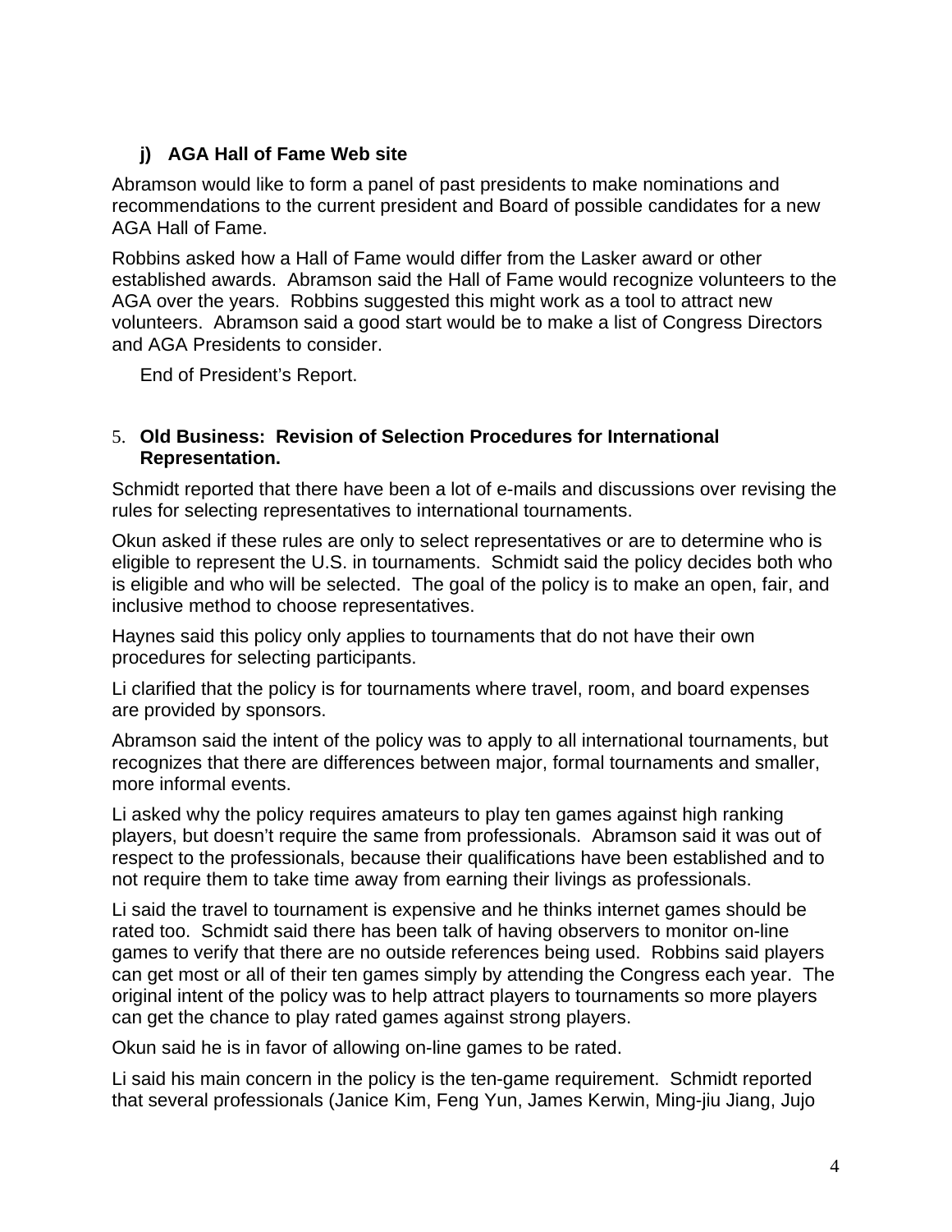### j) AGA Hall of Fame Web site

Abramson would like to form a panel of past presidents to make nominations and recommendations to the current president and Board of possible candidates for a new AGA Hall of Fame.

Robbins asked how a Hall of Fame would differ from the Lasker award or other established awards. Abramson said the Hall of Fame would recognize volunteers to the AGA over the years. Robbins suggested this might work as a tool to attract new volunteers. Abramson said a good start would be to make a list of Congress Directors and AGA Presidents to consider.

End of President's Report.

## 5. Old Business: Revision of Selection Procedures for International Representation.

Schmidt reported that there have been a lot of e-mails and discussions over revising the rules for selecting representatives to international tournaments.

Okun asked if these rules are only to select representatives or are to determine who is eligible to represent the U.S. in tournaments. Schmidt said the policy decides both who is eligible and who will be selected. The goal of the policy is to make an open, fair, and inclusive method to choose representatives.

Haynes said this policy only applies to tournaments that do not have their own procedures for selecting participants.

Li clarified that the policy is for tournaments where travel, room, and board expenses are provided by sponsors.

Abramson said the intent of the policy was to apply to all international tournaments, but recognizes that there are differences between major, formal tournaments and smaller, more informal events.

Li asked why the policy requires amateurs to play ten games against high ranking players, but doesn't require the same from professionals. Abramson said it was out of respect to the professionals, because their qualifications have been established and to not require them to take time away from earning their livings as professionals.

Li said the travel to tournament is expensive and he thinks internet games should be rated too. Schmidt said there has been talk of having observers to monitor on-line games to verify that there are no outside references being used. Robbins said players can get most or all of their ten games simply by attending the Congress each year. The original intent of the policy was to help attract players to tournaments so more players can get the chance to play rated games against strong players.

Okun said he is in favor of allowing on-line games to be rated.

Li said his main concern in the policy is the ten-game requirement. Schmidt reported that several professionals (Janice Kim, Feng Yun, James Kerwin, Ming-jiu Jiang, Jujo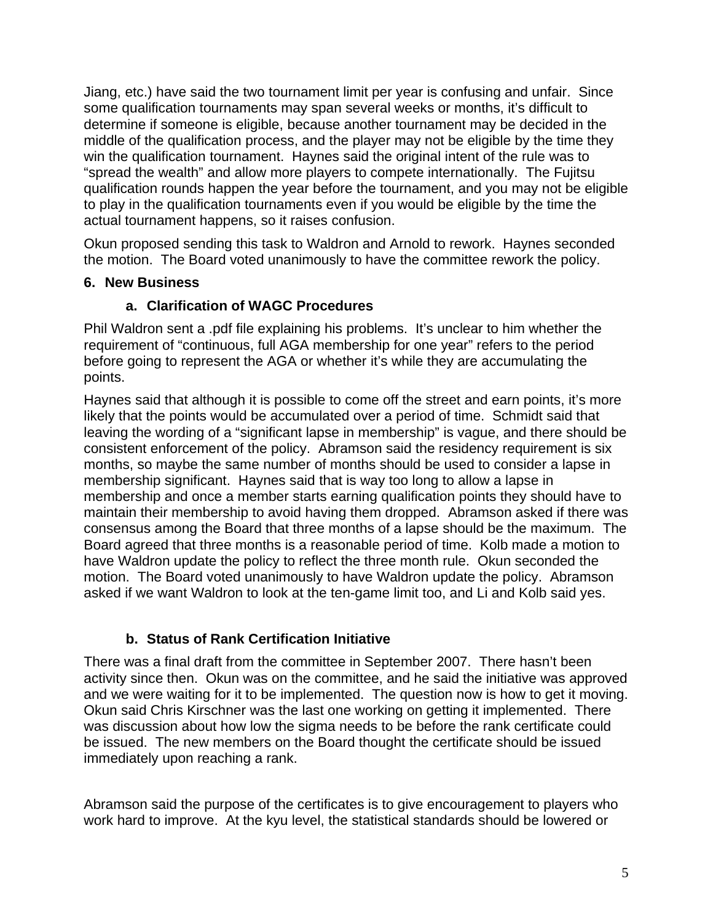Jiang, etc.) have said the two tournament limit per year is confusing and unfair. Since some qualification tournaments may span several weeks or months, it's difficult to determine if someone is eligible, because another tournament may be decided in the middle of the qualification process, and the player may not be eligible by the time they win the qualification tournament. Haynes said the original intent of the rule was to "spread the wealth" and allow more players to compete internationally. The Fujitsu qualification rounds happen the year before the tournament, and you may not be eligible to play in the qualification tournaments even if you would be eligible by the time the actual tournament happens, so it raises confusion.

Okun proposed sending this task to Waldron and Arnold to rework. Haynes seconded the motion. The Board voted unanimously to have the committee rework the policy.

## 6. New Business

### a. Clarification of WAGC Procedures

Phil Waldron sent a .pdf file explaining his problems. It's unclear to him whether the requirement of "continuous, full AGA membership for one year" refers to the period before going to represent the AGA or whether it's while they are accumulating the points.

Haynes said that although it is possible to come off the street and earn points, it's more likely that the points would be accumulated over a period of time. Schmidt said that leaving the wording of a "significant lapse in membership" is vague, and there should be consistent enforcement of the policy. Abramson said the residency requirement is six months, so maybe the same number of months should be used to consider a lapse in membership significant. Haynes said that is way too long to allow a lapse in membership and once a member starts earning qualification points they should have to maintain their membership to avoid having them dropped. Abramson asked if there was consensus among the Board that three months of a lapse should be the maximum. The Board agreed that three months is a reasonable period of time. Kolb made a motion to have Waldron update the policy to reflect the three month rule. Okun seconded the motion. The Board voted unanimously to have Waldron update the policy. Abramson asked if we want Waldron to look at the ten-game limit too, and Li and Kolb said yes.

### b. Status of Rank Certification Initiative

There was a final draft from the committee in September 2007. There hasn't been activity since then. Okun was on the committee, and he said the initiative was approved and we were waiting for it to be implemented. The question now is how to get it moving. Okun said Chris Kirschner was the last one working on getting it implemented. There was discussion about how low the sigma needs to be before the rank certificate could be issued. The new members on the Board thought the certificate should be issued immediately upon reaching a rank.

Abramson said the purpose of the certificates is to give encouragement to players who work hard to improve. At the kyu level, the statistical standards should be lowered or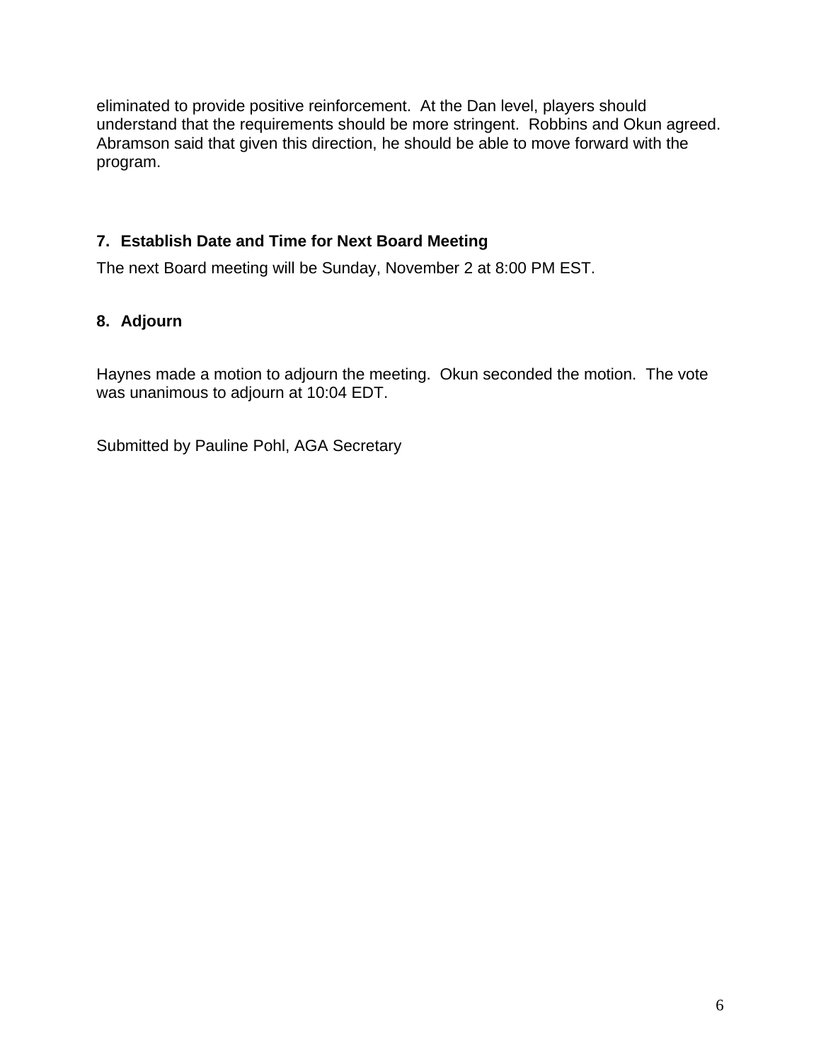eliminated to provide positive reinforcement. At the Dan level, players should understand that the requirements should be more stringent. Robbins and Okun agreed. Abramson said that given this direction, he should be able to move forward with the program.

## 7. Establish Date and Time for Next Board Meeting

The next Board meeting will be Sunday, November 2 at 8:00 PM EST.

## 8. Adjourn

Haynes made a motion to adjourn the meeting. Okun seconded the motion. The vote was unanimous to adjourn at 10:04 EDT.

Submitted by Pauline Pohl, AGA Secretary